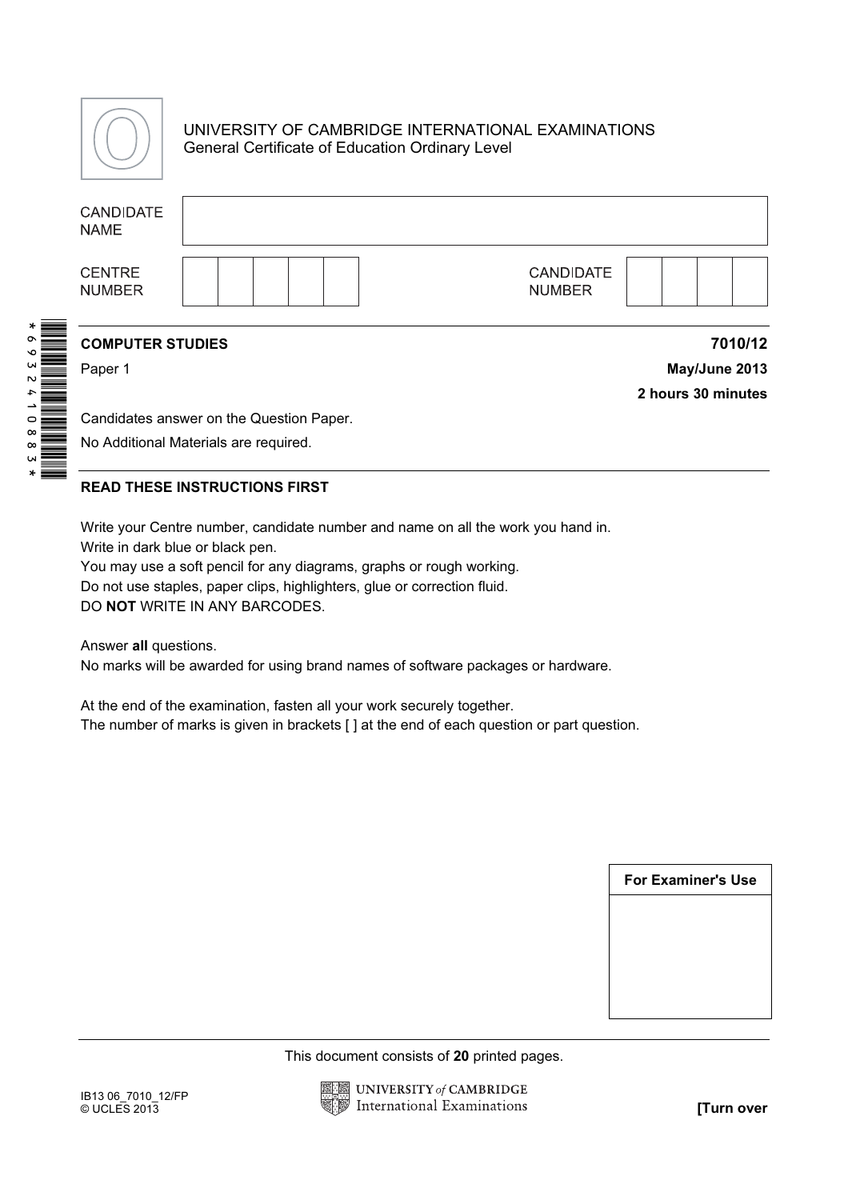UNIVERSITY OF CAMBRIDGE INTERNATIONAL EXAMINATIONS
General Certificate of Education Ordinary Level

| CANDIDATE NAME | |
|---|---|

| CENTRE NUMBER | | CANDIDATE NUMBER | |
|---|---|---|---|

\* 6 9 3 2 4 1 0 8 8 3 \*

**COMPUTER STUDIES** **7010/12**

Paper 1 **May/June 2013**

**2 hours 30 minutes**

Candidates answer on the Question Paper.

No Additional Materials are required.

**READ THESE INSTRUCTIONS FIRST**

Write your Centre number, candidate number and name on all the work you hand in.
Write in dark blue or black pen.
You may use a soft pencil for any diagrams, graphs or rough working.
Do not use staples, paper clips, highlighters, glue or correction fluid.
DO **NOT** WRITE IN ANY BARCODES.

Answer **all** questions.
No marks will be awarded for using brand names of software packages or hardware.

At the end of the examination, fasten all your work securely together.
The number of marks is given in brackets [ ] at the end of each question or part question.

| For Examiner's Use |
|---|
| |

This document consists of **20** printed pages.

IB13 06_7010_12/FP
© UCLES 2013

**[Turn over**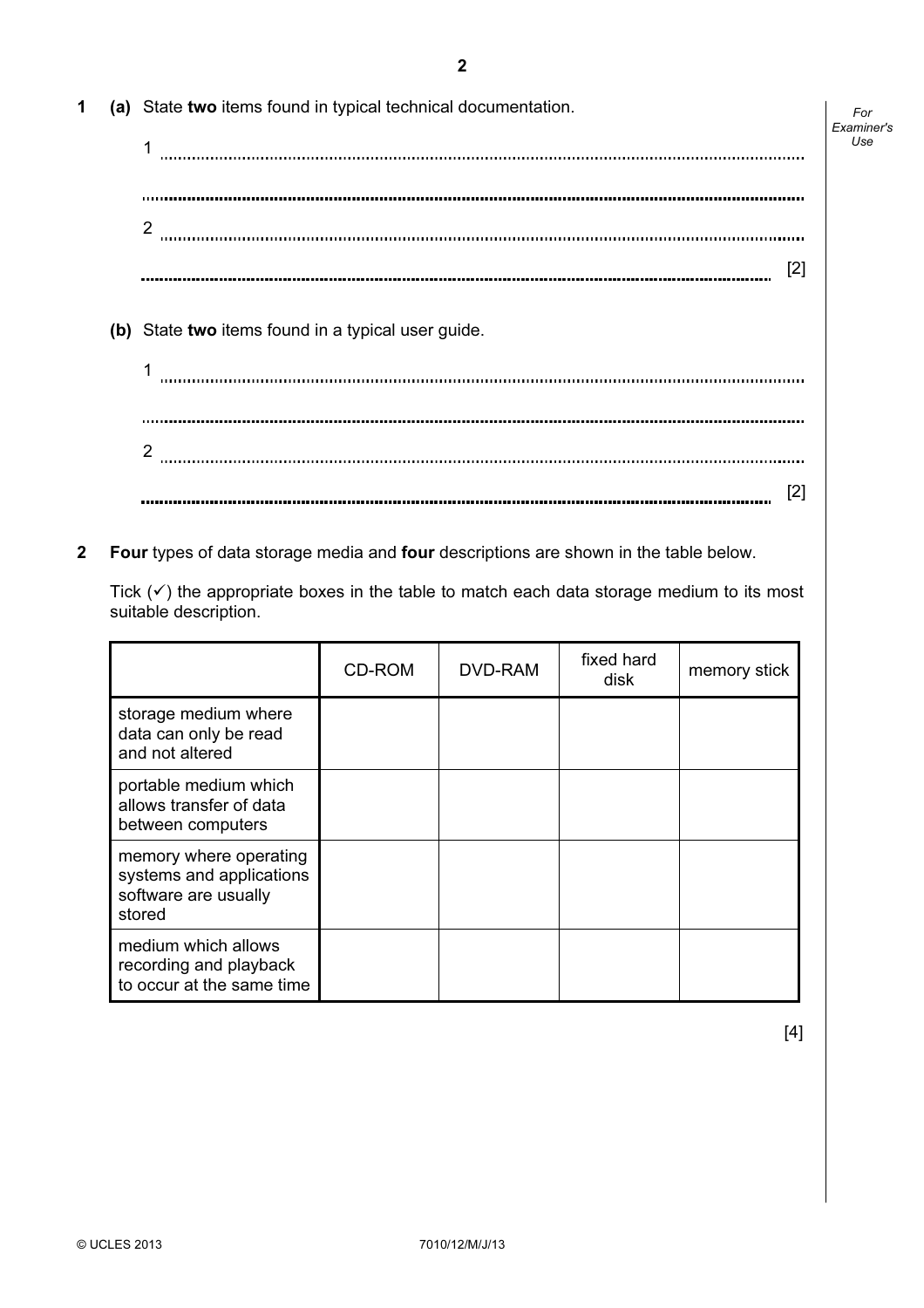**1** **(a)** State **two** items found in typical technical documentation.

1 ..................................................................................................................................

..................................................................................................................................

2 ..................................................................................................................................

.................................................................................................................................. [2]

**(b)** State **two** items found in a typical user guide.

1 ..................................................................................................................................

..................................................................................................................................

2 ..................................................................................................................................

.................................................................................................................................. [2]

**2** **Four** types of data storage media and **four** descriptions are shown in the table below.

Tick (✓) the appropriate boxes in the table to match each data storage medium to its most suitable description.

| | CD-ROM | DVD-RAM | fixed hard disk | memory stick |
|---|---|---|---|---|
| storage medium where data can only be read and not altered | | | | |
| portable medium which allows transfer of data between computers | | | | |
| memory where operating systems and applications software are usually stored | | | | |
| medium which allows recording and playback to occur at the same time | | | | |

[4]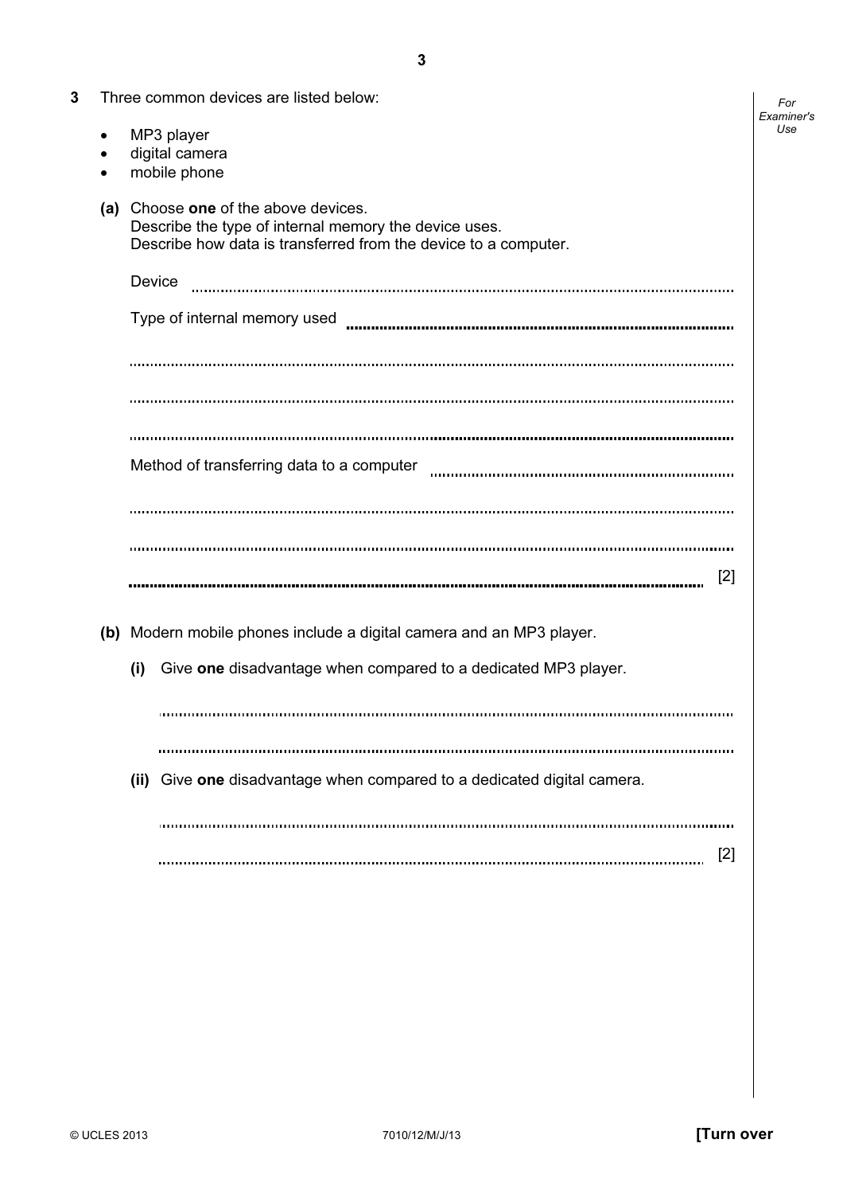**3** Three common devices are listed below:

- MP3 player
- digital camera
- mobile phone

**(a)** Choose **one** of the above devices.
Describe the type of internal memory the device uses.
Describe how data is transferred from the device to a computer.

Device ..................................................................................................................................

Type of internal memory used ..........................................................................................

..............................................................................................................................................

..............................................................................................................................................

..............................................................................................................................................

Method of transferring data to a computer .....................................................................

..............................................................................................................................................

..............................................................................................................................................

.............................................................................................................................................. [2]

**(b)** Modern mobile phones include a digital camera and an MP3 player.

**(i)** Give **one** disadvantage when compared to a dedicated MP3 player.

..............................................................................................................................................

..............................................................................................................................................

**(ii)** Give **one** disadvantage when compared to a dedicated digital camera.

..............................................................................................................................................

.............................................................................................................................................. [2]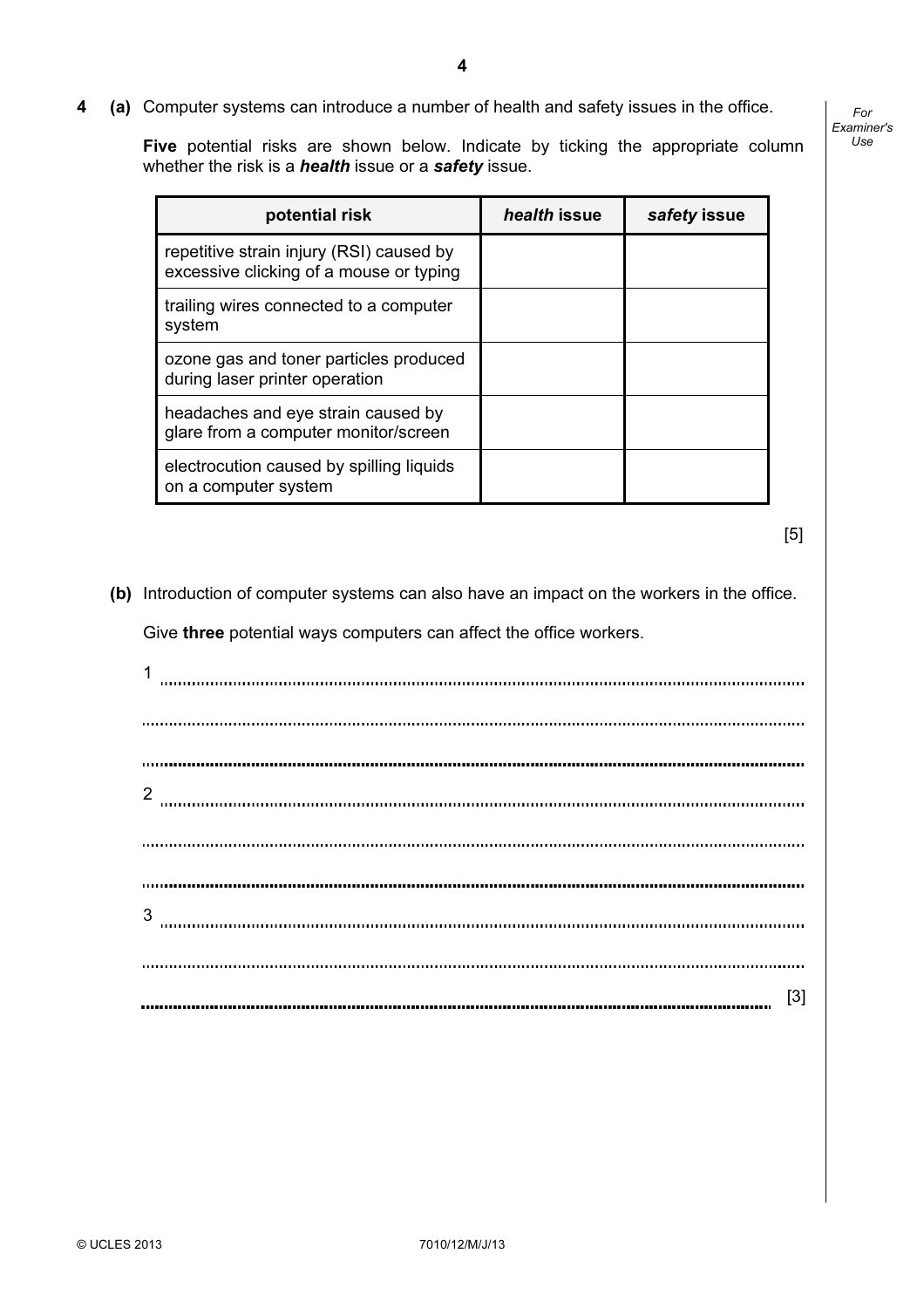**4** **(a)** Computer systems can introduce a number of health and safety issues in the office.

**Five** potential risks are shown below. Indicate by ticking the appropriate column whether the risk is a ***health*** issue or a ***safety*** issue.

| potential risk | *health* issue | *safety* issue |
|---|---|---|
| repetitive strain injury (RSI) caused by excessive clicking of a mouse or typing | | |
| trailing wires connected to a computer system | | |
| ozone gas and toner particles produced during laser printer operation | | |
| headaches and eye strain caused by glare from a computer monitor/screen | | |
| electrocution caused by spilling liquids on a computer system | | |

[5]

**(b)** Introduction of computer systems can also have an impact on the workers in the office.

Give **three** potential ways computers can affect the office workers.

1 ..........................................................................................................................................

..........................................................................................................................................

..........................................................................................................................................

2 ..........................................................................................................................................

..........................................................................................................................................

..........................................................................................................................................

3 ..........................................................................................................................................

..........................................................................................................................................

.......................................................................................................................................... [3]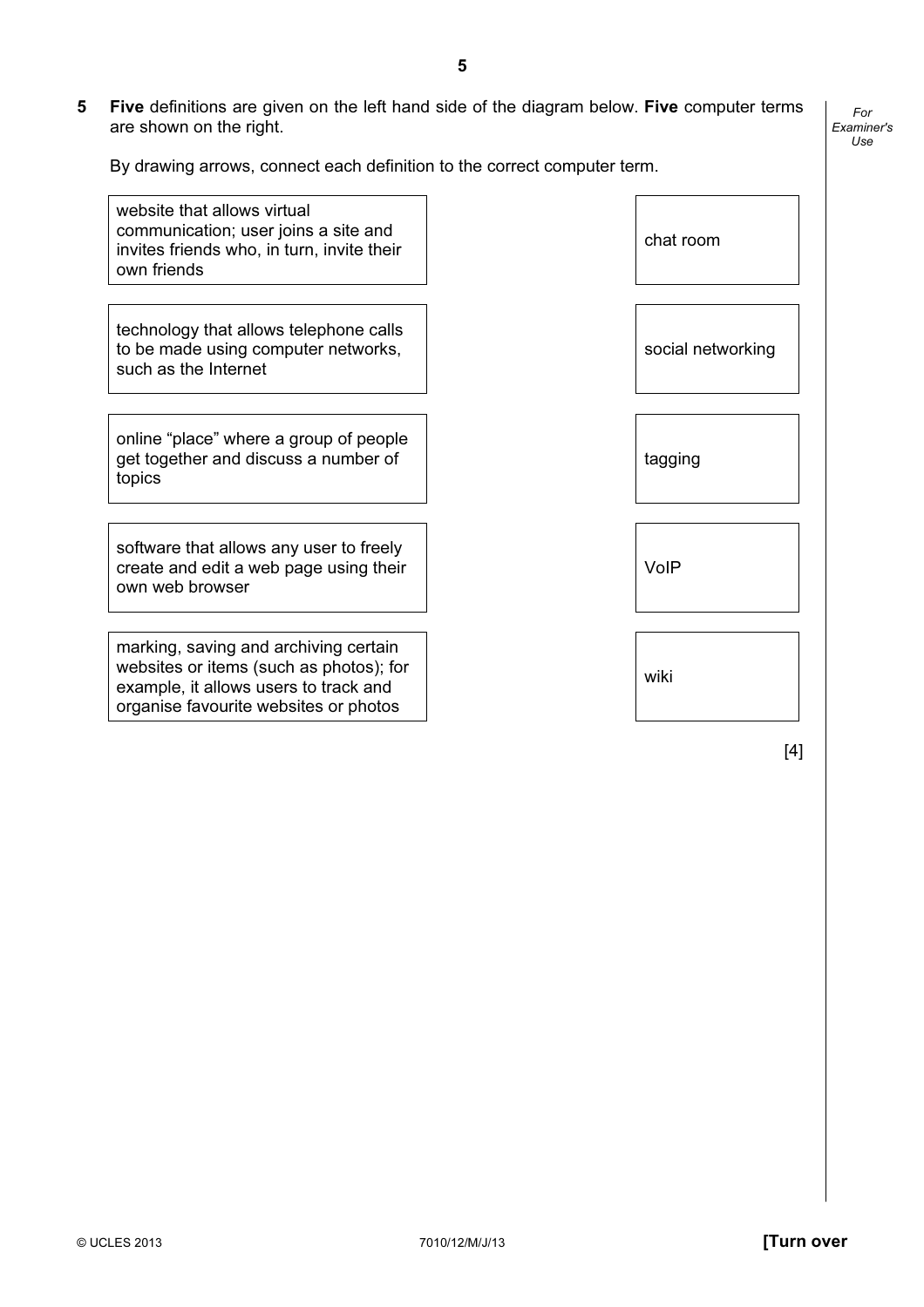**5** **Five** definitions are given on the left hand side of the diagram below. **Five** computer terms are shown on the right.

By drawing arrows, connect each definition to the correct computer term.

| Definition | Computer term |
| --- | --- |
| website that allows virtual communication; user joins a site and invites friends who, in turn, invite their own friends | chat room |
| technology that allows telephone calls to be made using computer networks, such as the Internet | social networking |
| online "place" where a group of people get together and discuss a number of topics | tagging |
| software that allows any user to freely create and edit a web page using their own web browser | VoIP |
| marking, saving and archiving certain websites or items (such as photos); for example, it allows users to track and organise favourite websites or photos | wiki |

[4]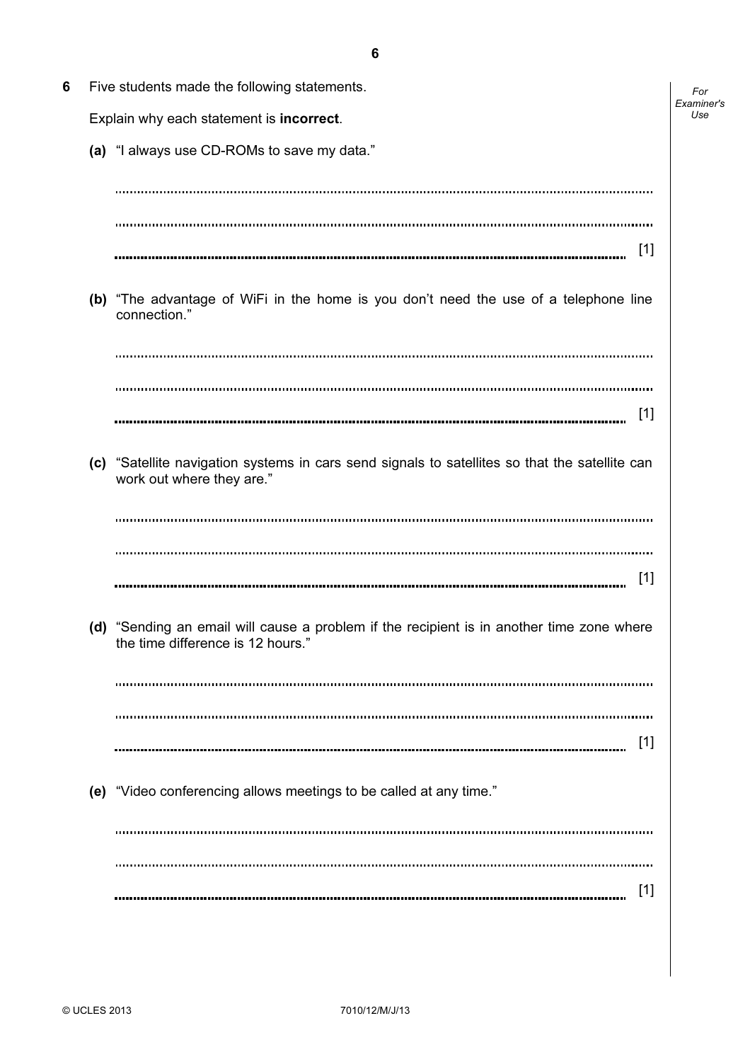**6** Five students made the following statements.

Explain why each statement is **incorrect**.

**(a)** "I always use CD-ROMs to save my data."

........................................................................................................................................

........................................................................................................................................

........................................................................................................................................ [1]

**(b)** "The advantage of WiFi in the home is you don't need the use of a telephone line connection."

........................................................................................................................................

........................................................................................................................................

........................................................................................................................................ [1]

**(c)** "Satellite navigation systems in cars send signals to satellites so that the satellite can work out where they are."

........................................................................................................................................

........................................................................................................................................

........................................................................................................................................ [1]

**(d)** "Sending an email will cause a problem if the recipient is in another time zone where the time difference is 12 hours."

........................................................................................................................................

........................................................................................................................................

........................................................................................................................................ [1]

**(e)** "Video conferencing allows meetings to be called at any time."

........................................................................................................................................

........................................................................................................................................

........................................................................................................................................ [1]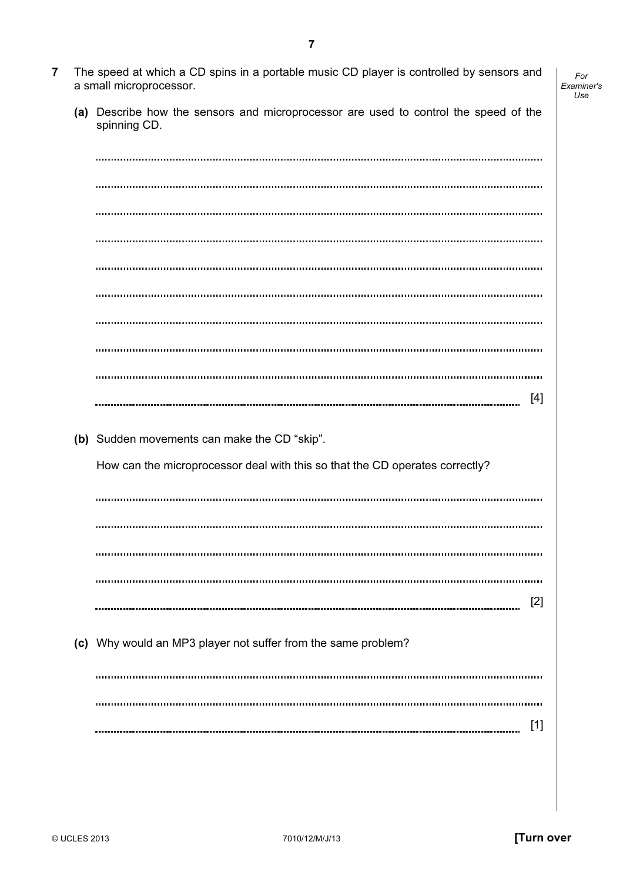**7** The speed at which a CD spins in a portable music CD player is controlled by sensors and a small microprocessor.

**(a)** Describe how the sensors and microprocessor are used to control the speed of the spinning CD.

.......................................................................................................................................

.......................................................................................................................................

.......................................................................................................................................

.......................................................................................................................................

.......................................................................................................................................

.......................................................................................................................................

.......................................................................................................................................

.......................................................................................................................................

.......................................................................................................................................

....................................................................................................................................... [4]

**(b)** Sudden movements can make the CD "skip".

How can the microprocessor deal with this so that the CD operates correctly?

.......................................................................................................................................

.......................................................................................................................................

.......................................................................................................................................

.......................................................................................................................................

....................................................................................................................................... [2]

**(c)** Why would an MP3 player not suffer from the same problem?

.......................................................................................................................................

.......................................................................................................................................

....................................................................................................................................... [1]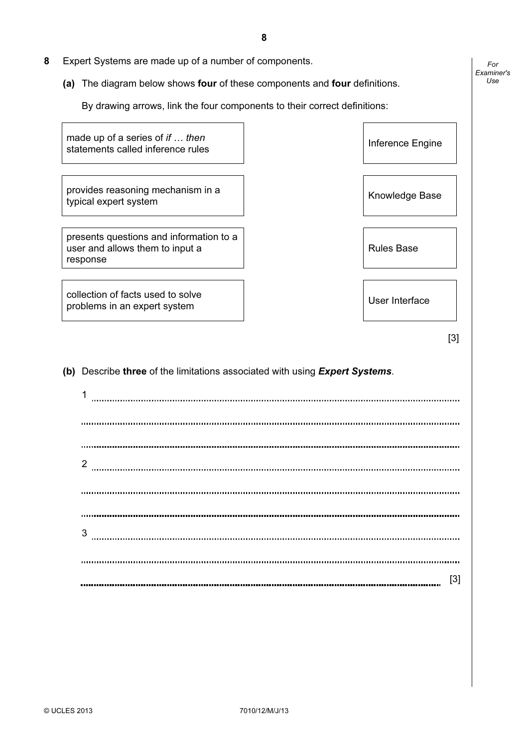**8** Expert Systems are made up of a number of components.

**(a)** The diagram below shows **four** of these components and **four** definitions.

By drawing arrows, link the four components to their correct definitions:

| Definition | | Component |
|---|---|---|
| made up of a series of *if … then* statements called inference rules | | Inference Engine |
| provides reasoning mechanism in a typical expert system | | Knowledge Base |
| presents questions and information to a user and allows them to input a response | | Rules Base |
| collection of facts used to solve problems in an expert system | | User Interface |

[3]

**(b)** Describe **three** of the limitations associated with using ***Expert Systems***.

1 ..........................................................................................................................................

..........................................................................................................................................

..........................................................................................................................................

2 ..........................................................................................................................................

..........................................................................................................................................

..........................................................................................................................................

3 ..........................................................................................................................................

..........................................................................................................................................

.......................................................................................................................................... [3]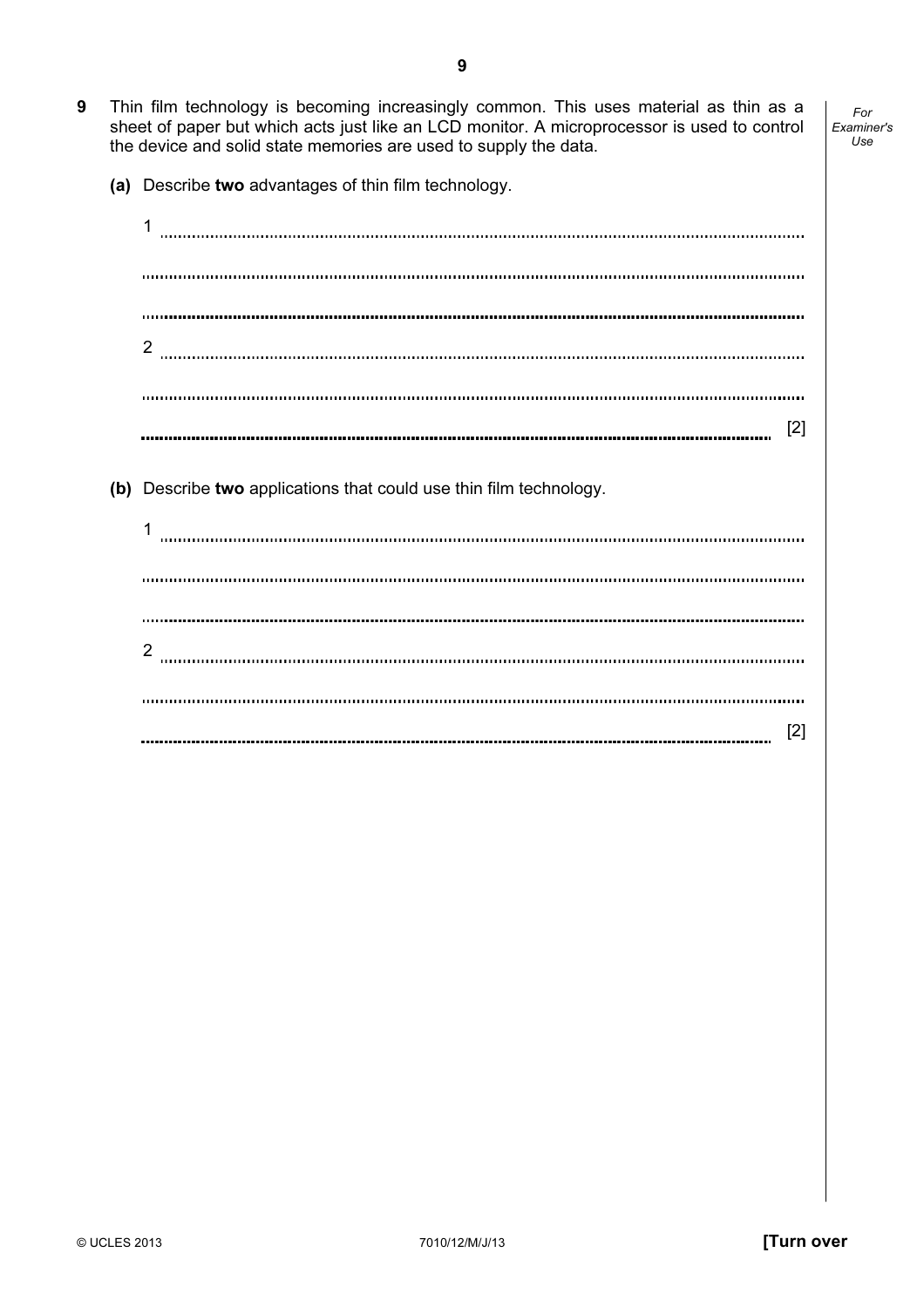**9** Thin film technology is becoming increasingly common. This uses material as thin as a sheet of paper but which acts just like an LCD monitor. A microprocessor is used to control the device and solid state memories are used to supply the data.

**(a)** Describe **two** advantages of thin film technology.

1 ..........................................................................................................................................

..........................................................................................................................................

..........................................................................................................................................

2 ..........................................................................................................................................

..........................................................................................................................................

.......................................................................................................................................... [2]

**(b)** Describe **two** applications that could use thin film technology.

1 ..........................................................................................................................................

..........................................................................................................................................

..........................................................................................................................................

2 ..........................................................................................................................................

..........................................................................................................................................

.......................................................................................................................................... [2]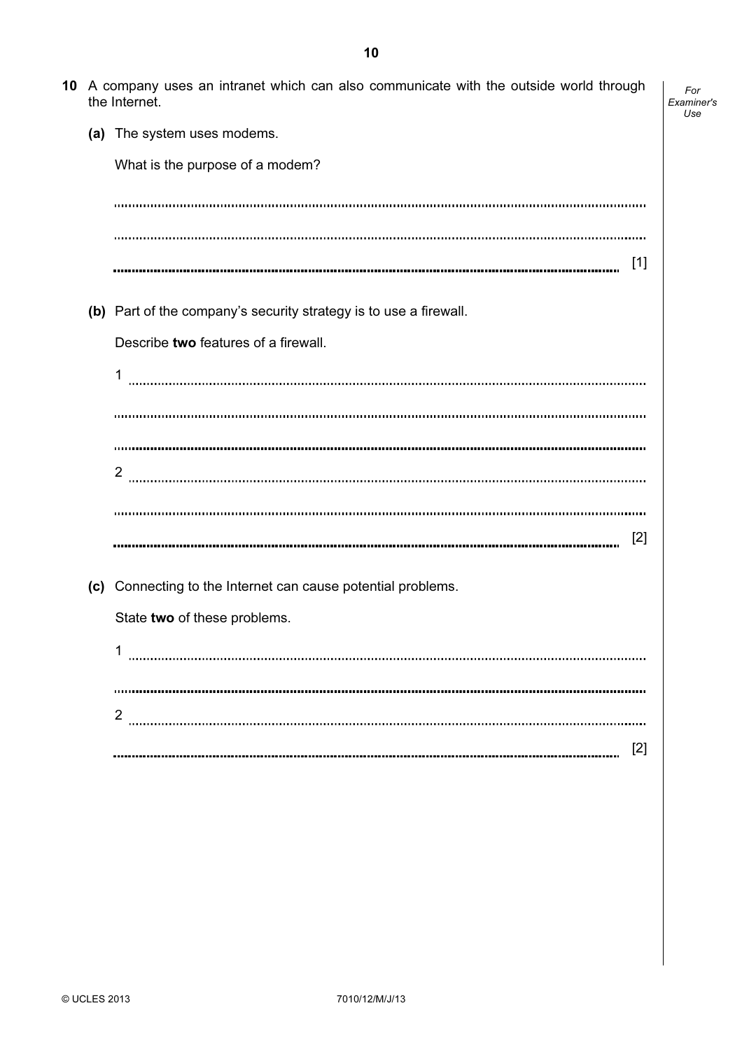10 A company uses an intranet which can also communicate with the outside world through the Internet.

**(a)** The system uses modems.

What is the purpose of a modem?

.......................................................................................................................................

.......................................................................................................................................

....................................................................................................................................... [1]

**(b)** Part of the company's security strategy is to use a firewall.

Describe **two** features of a firewall.

1 .....................................................................................................................................

.......................................................................................................................................

.......................................................................................................................................

2 .....................................................................................................................................

.......................................................................................................................................

....................................................................................................................................... [2]

**(c)** Connecting to the Internet can cause potential problems.

State **two** of these problems.

1 .....................................................................................................................................

.......................................................................................................................................

2 .....................................................................................................................................

....................................................................................................................................... [2]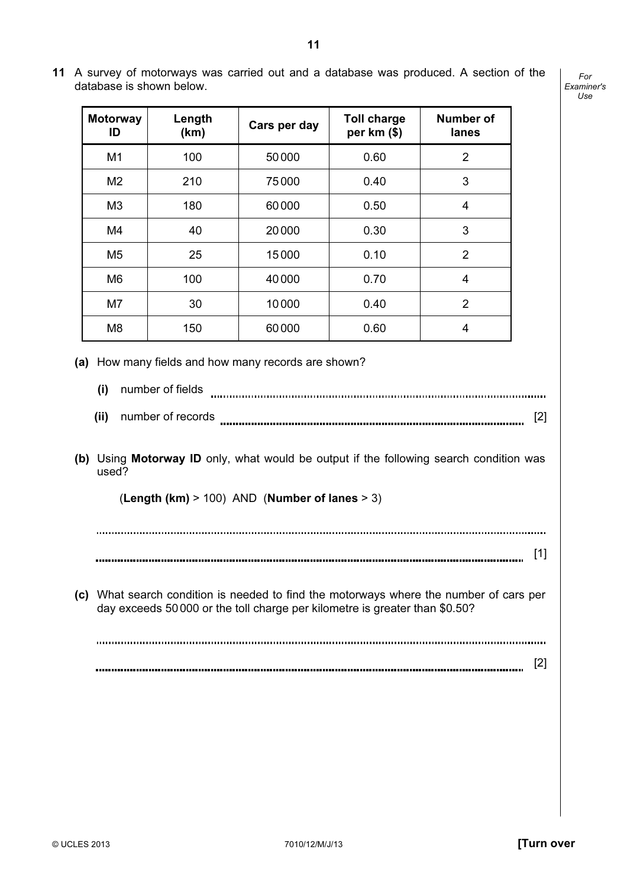**11** A survey of motorways was carried out and a database was produced. A section of the database is shown below.

| Motorway ID | Length (km) | Cars per day | Toll charge per km ($) | Number of lanes |
|---|---|---|---|---|
| M1 | 100 | 50000 | 0.60 | 2 |
| M2 | 210 | 75000 | 0.40 | 3 |
| M3 | 180 | 60000 | 0.50 | 4 |
| M4 | 40 | 20000 | 0.30 | 3 |
| M5 | 25 | 15000 | 0.10 | 2 |
| M6 | 100 | 40000 | 0.70 | 4 |
| M7 | 30 | 10000 | 0.40 | 2 |
| M8 | 150 | 60000 | 0.60 | 4 |

**(a)** How many fields and how many records are shown?

**(i)** number of fields ....................................................................................................

**(ii)** number of records .................................................................................................. [2]

**(b)** Using **Motorway ID** only, what would be output if the following search condition was used?

(**Length (km)** > 100) AND (**Number of lanes** > 3)

..........................................................................................................................................

.......................................................................................................................................... [1]

**(c)** What search condition is needed to find the motorways where the number of cars per day exceeds 50 000 or the toll charge per kilometre is greater than $0.50?

..........................................................................................................................................

.......................................................................................................................................... [2]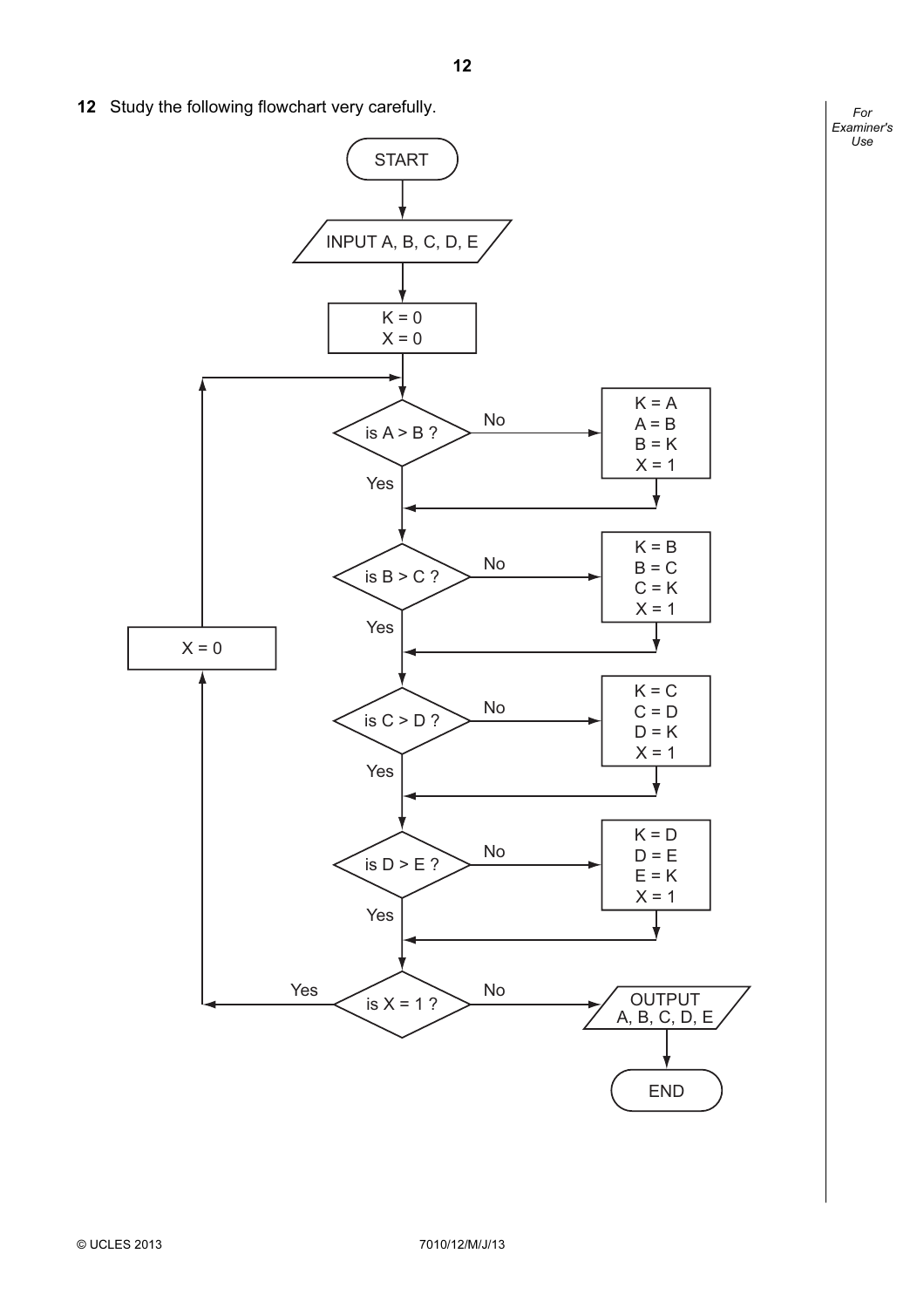**12** Study the following flowchart very carefully.

```
START
  |
INPUT A, B, C, D, E
  |
K = 0
X = 0
  |
  +<------------------------------------------+
  |                                           |
is A > B ? --No--> K = A                      |
  | Yes            A = B                      |
  |                B = K                      |
  |                X = 1                      |
  |<---------------+                          |
  |                                           |
is B > C ? --No--> K = B                      |
  | Yes            B = C                      |
  |                C = K                    X = 0
  |                X = 1                      ^
  |<---------------+                          |
  |                                           |
is C > D ? --No--> K = C                      |
  | Yes            C = D                      |
  |                D = K                      |
  |                X = 1                      |
  |<---------------+                          |
  |                                           |
is D > E ? --No--> K = D                      |
  | Yes            D = E                      |
  |                E = K                      |
  |                X = 1                      |
  |<---------------+                          |
  |                                           |
is X = 1 ? --Yes------------------------------+
  |
  No
  |
OUTPUT A, B, C, D, E
  |
END
```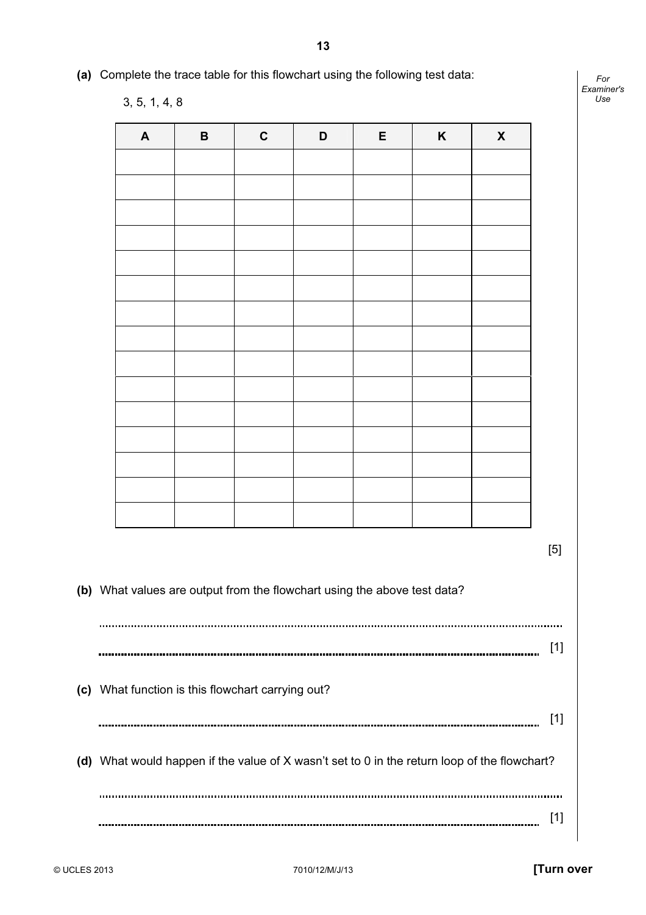**(a)** Complete the trace table for this flowchart using the following test data:

3, 5, 1, 4, 8

| A | B | C | D | E | K | X |
|---|---|---|---|---|---|---|
| | | | | | | |
| | | | | | | |
| | | | | | | |
| | | | | | | |
| | | | | | | |
| | | | | | | |
| | | | | | | |
| | | | | | | |
| | | | | | | |
| | | | | | | |
| | | | | | | |
| | | | | | | |
| | | | | | | |
| | | | | | | |
| | | | | | | |

[5]

**(b)** What values are output from the flowchart using the above test data?

..........................................................................................................................................

.......................................................................................................................................... [1]

**(c)** What function is this flowchart carrying out?

.......................................................................................................................................... [1]

**(d)** What would happen if the value of X wasn't set to 0 in the return loop of the flowchart?

..........................................................................................................................................

.......................................................................................................................................... [1]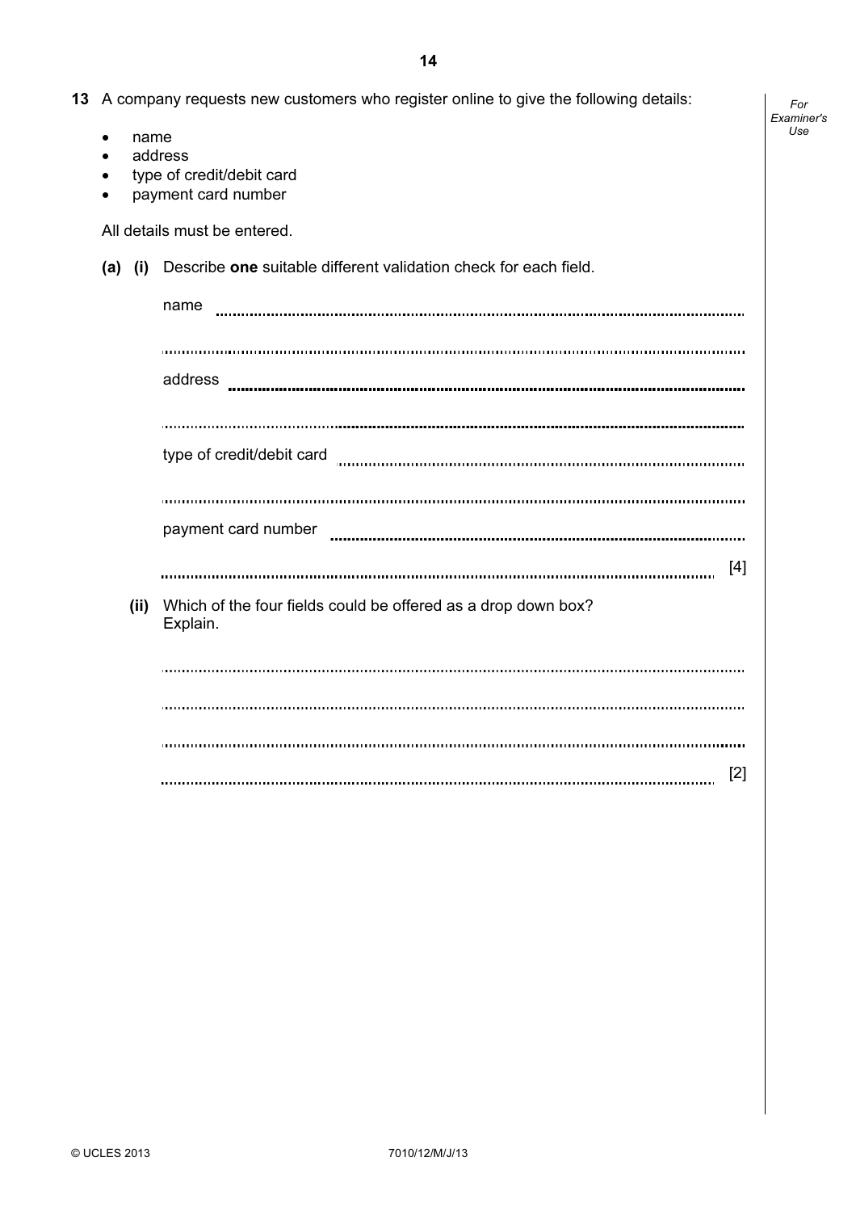**13** A company requests new customers who register online to give the following details:

- name
- address
- type of credit/debit card
- payment card number

All details must be entered.

**(a) (i)** Describe **one** suitable different validation check for each field.

name ..................................................................................................................

..........................................................................................................................

address ..............................................................................................................

..........................................................................................................................

type of credit/debit card ....................................................................................

..........................................................................................................................

payment card number .........................................................................................

.......................................................................................................................... [4]

**(ii)** Which of the four fields could be offered as a drop down box?
Explain.

..........................................................................................................................

..........................................................................................................................

..........................................................................................................................

.......................................................................................................................... [2]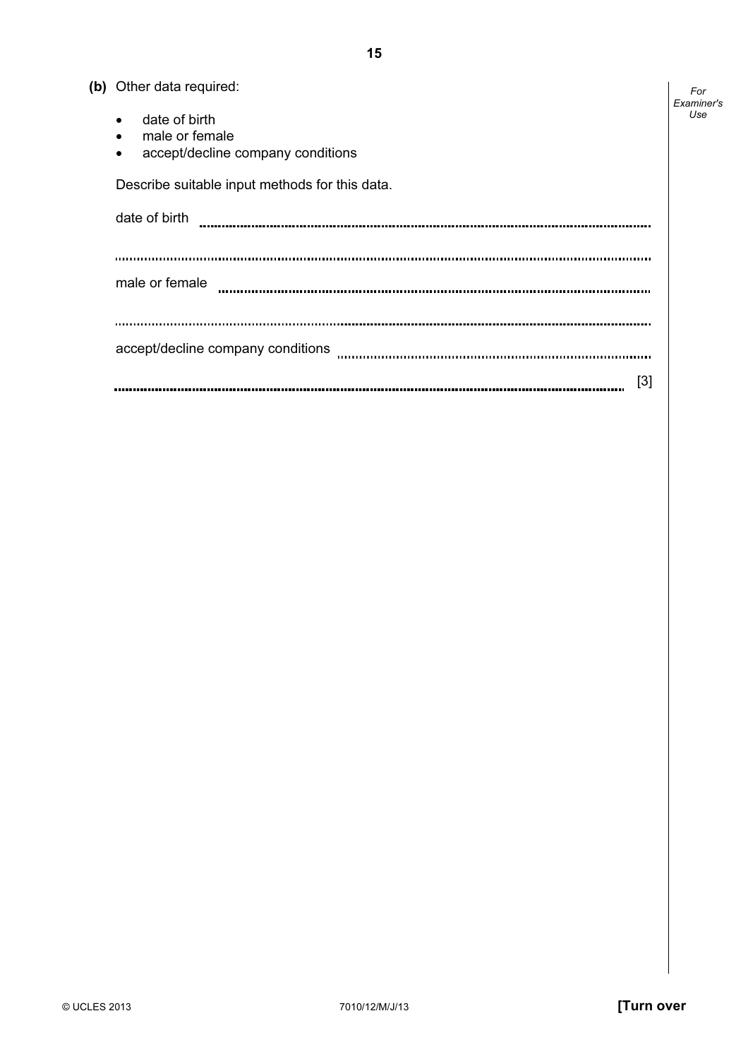**(b)** Other data required:

- date of birth
- male or female
- accept/decline company conditions

Describe suitable input methods for this data.

date of birth ..............................................................................................................

..............................................................................................................................

male or female ..........................................................................................................

..............................................................................................................................

accept/decline company conditions ..........................................................................

.............................................................................................................................. [3]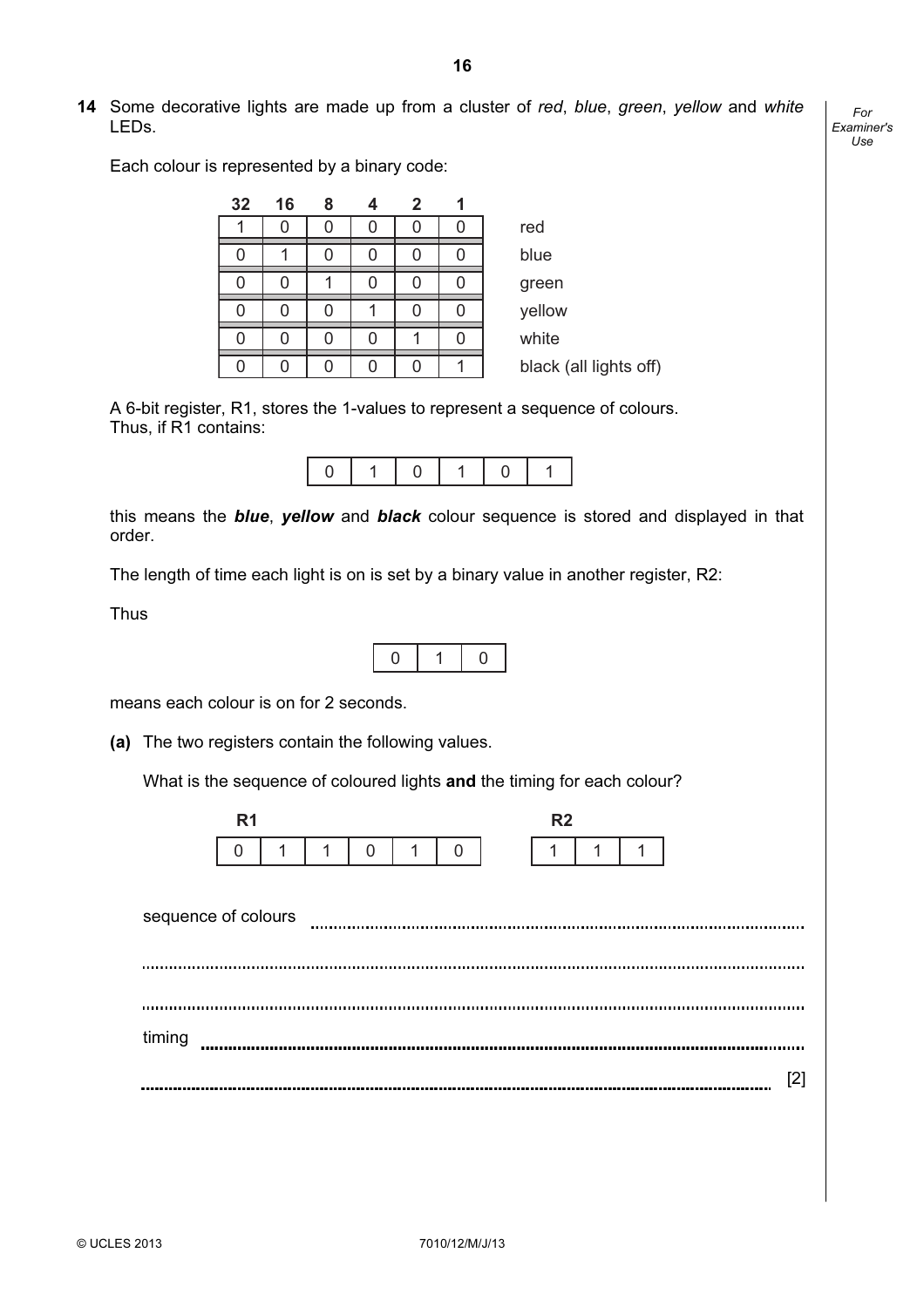**14** Some decorative lights are made up from a cluster of *red*, *blue*, *green*, *yellow* and *white* LEDs.

Each colour is represented by a binary code:

| 32 | 16 | 8 | 4 | 2 | 1 | |
|---|---|---|---|---|---|---|
| 1 | 0 | 0 | 0 | 0 | 0 | red |
| 0 | 1 | 0 | 0 | 0 | 0 | blue |
| 0 | 0 | 1 | 0 | 0 | 0 | green |
| 0 | 0 | 0 | 1 | 0 | 0 | yellow |
| 0 | 0 | 0 | 0 | 1 | 0 | white |
| 0 | 0 | 0 | 0 | 0 | 1 | black (all lights off) |

A 6-bit register, R1, stores the 1-values to represent a sequence of colours.
Thus, if R1 contains:

| 0 | 1 | 0 | 1 | 0 | 1 |
|---|---|---|---|---|---|

this means the ***blue***, ***yellow*** and ***black*** colour sequence is stored and displayed in that order.

The length of time each light is on is set by a binary value in another register, R2:

Thus

| 0 | 1 | 0 |
|---|---|---|

means each colour is on for 2 seconds.

**(a)** The two registers contain the following values.

What is the sequence of coloured lights **and** the timing for each colour?

**R1**

| 0 | 1 | 1 | 0 | 1 | 0 |
|---|---|---|---|---|---|

**R2**

| 1 | 1 | 1 |
|---|---|---|

sequence of colours ..........................................................................................................

..........................................................................................................................................

..........................................................................................................................................

timing ..............................................................................................................................

.......................................................................................................................................... [2]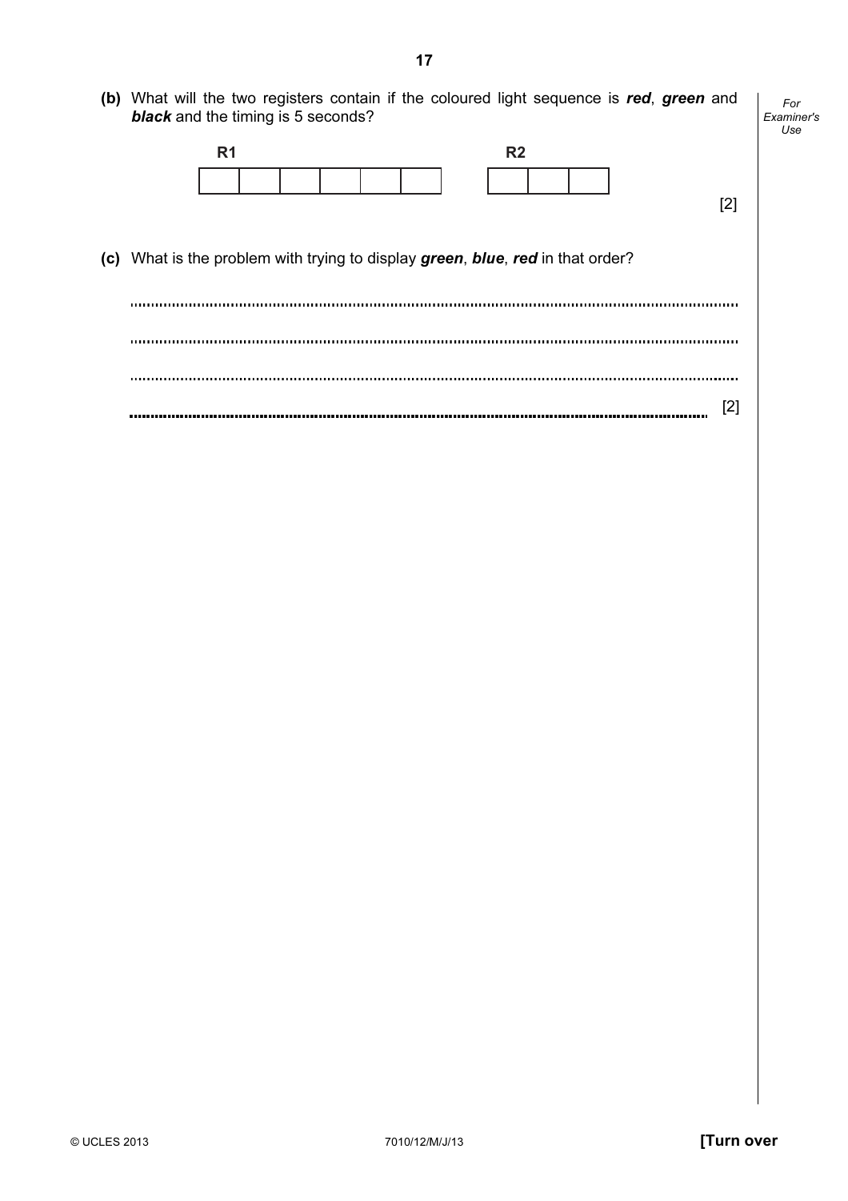**(b)** What will the two registers contain if the coloured light sequence is ***red***, ***green*** and ***black*** and the timing is 5 seconds?

**R1**

| | | | | | |
|---|---|---|---|---|---|
| | | | | | |

**R2**

| | | |
|---|---|---|
| | | |

[2]

**(c)** What is the problem with trying to display ***green***, ***blue***, ***red*** in that order?

..........................................................................................................................................

..........................................................................................................................................

..........................................................................................................................................

.......................................................................................................................................... [2]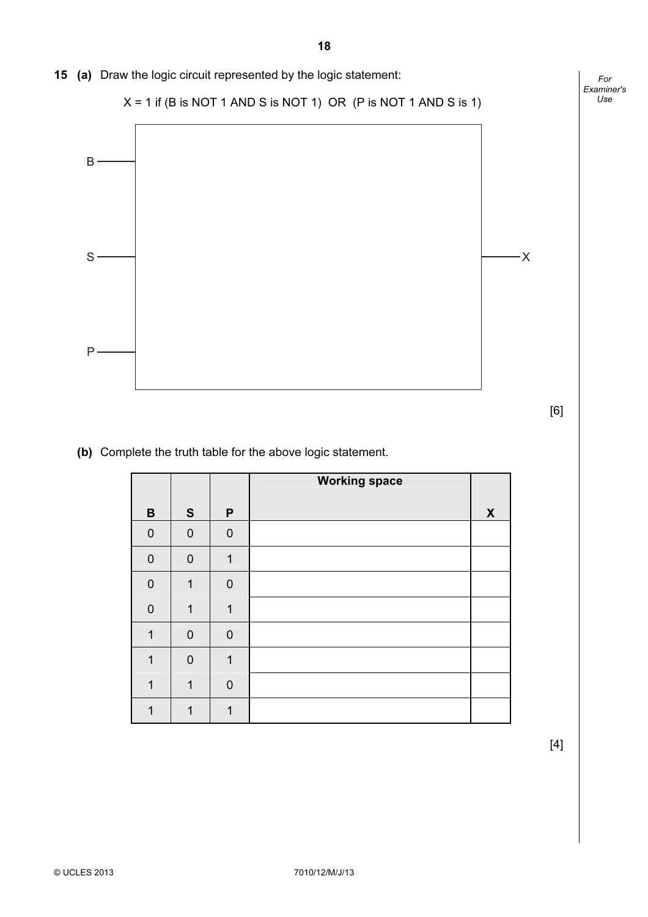**15 (a)** Draw the logic circuit represented by the logic statement:

X = 1 if (B is NOT 1 AND S is NOT 1) OR (P is NOT 1 AND S is 1)

B

S

P

X

[6]

**(b)** Complete the truth table for the above logic statement.

| B | S | P | Working space | X |
|---|---|---|---|---|
| 0 | 0 | 0 | | |
| 0 | 0 | 1 | | |
| 0 | 1 | 0 | | |
| 0 | 1 | 1 | | |
| 1 | 0 | 0 | | |
| 1 | 0 | 1 | | |
| 1 | 1 | 0 | | |
| 1 | 1 | 1 | | |

[4]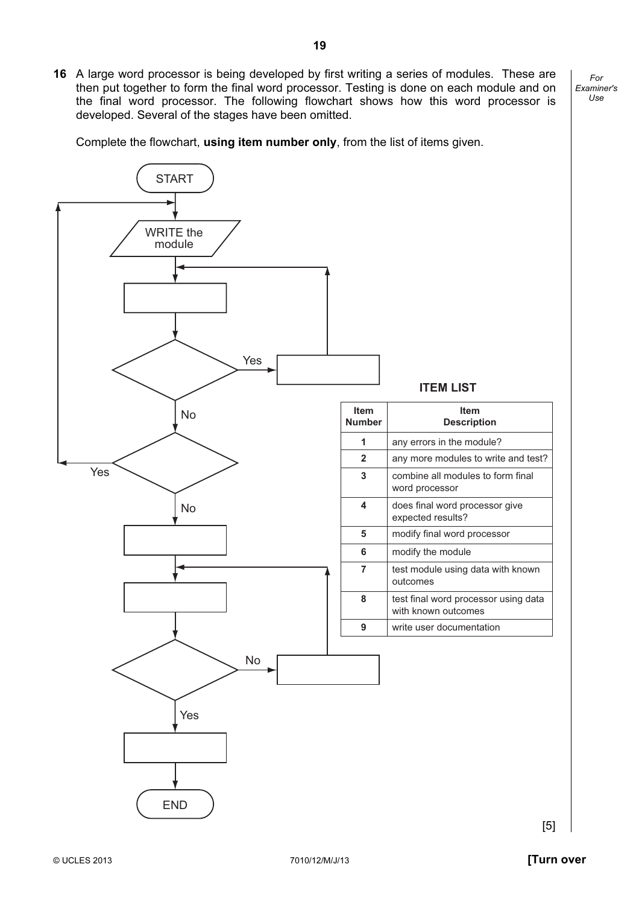**16** A large word processor is being developed by first writing a series of modules. These are then put together to form the final word processor. Testing is done on each module and on the final word processor. The following flowchart shows how this word processor is developed. Several of the stages have been omitted.

Complete the flowchart, **using item number only**, from the list of items given.

START → WRITE the module → [ ] → ◇ [ ] —Yes→ [ ] (loops back to after WRITE the module); No → ◇ [ ] —Yes→ (loops back to WRITE the module); No → [ ] → [ ] → ◇ [ ] —No→ [ ] (loops back to the box before this decision); Yes → [ ] → END

**ITEM LIST**

| Item Number | Item Description |
|---|---|
| 1 | any errors in the module? |
| 2 | any more modules to write and test? |
| 3 | combine all modules to form final word processor |
| 4 | does final word processor give expected results? |
| 5 | modify final word processor |
| 6 | modify the module |
| 7 | test module using data with known outcomes |
| 8 | test final word processor using data with known outcomes |
| 9 | write user documentation |

[5]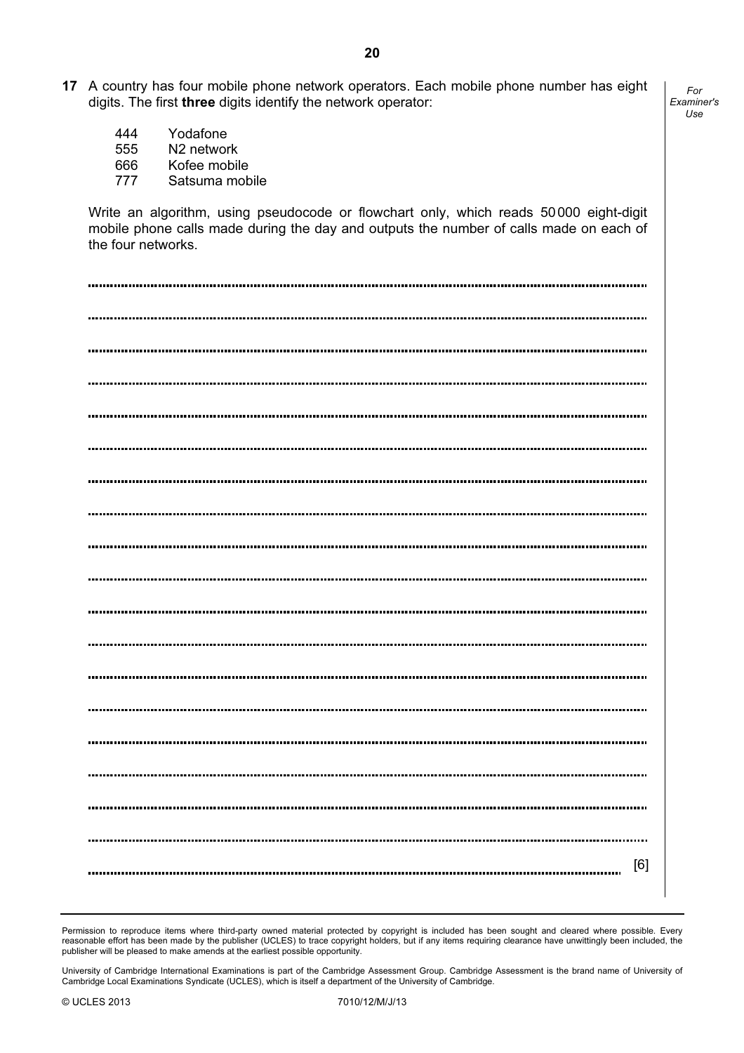**17** A country has four mobile phone network operators. Each mobile phone number has eight digits. The first **three** digits identify the network operator:

| | |
|---|---|
| 444 | Yodafone |
| 555 | N2 network |
| 666 | Kofee mobile |
| 777 | Satsuma mobile |

Write an algorithm, using pseudocode or flowchart only, which reads 50 000 eight-digit mobile phone calls made during the day and outputs the number of calls made on each of the four networks.

..................................................................................................................................................

..................................................................................................................................................

..................................................................................................................................................

..................................................................................................................................................

..................................................................................................................................................

..................................................................................................................................................

..................................................................................................................................................

..................................................................................................................................................

..................................................................................................................................................

..................................................................................................................................................

..................................................................................................................................................

..................................................................................................................................................

..................................................................................................................................................

..................................................................................................................................................

..................................................................................................................................................

..................................................................................................................................................

..................................................................................................................................................

..................................................................................................................................................

.............................................................................................................................................. [6]

Permission to reproduce items where third-party owned material protected by copyright is included has been sought and cleared where possible. Every reasonable effort has been made by the publisher (UCLES) to trace copyright holders, but if any items requiring clearance have unwittingly been included, the publisher will be pleased to make amends at the earliest possible opportunity.

University of Cambridge International Examinations is part of the Cambridge Assessment Group. Cambridge Assessment is the brand name of University of Cambridge Local Examinations Syndicate (UCLES), which is itself a department of the University of Cambridge.

© UCLES 2013 7010/12/M/J/13